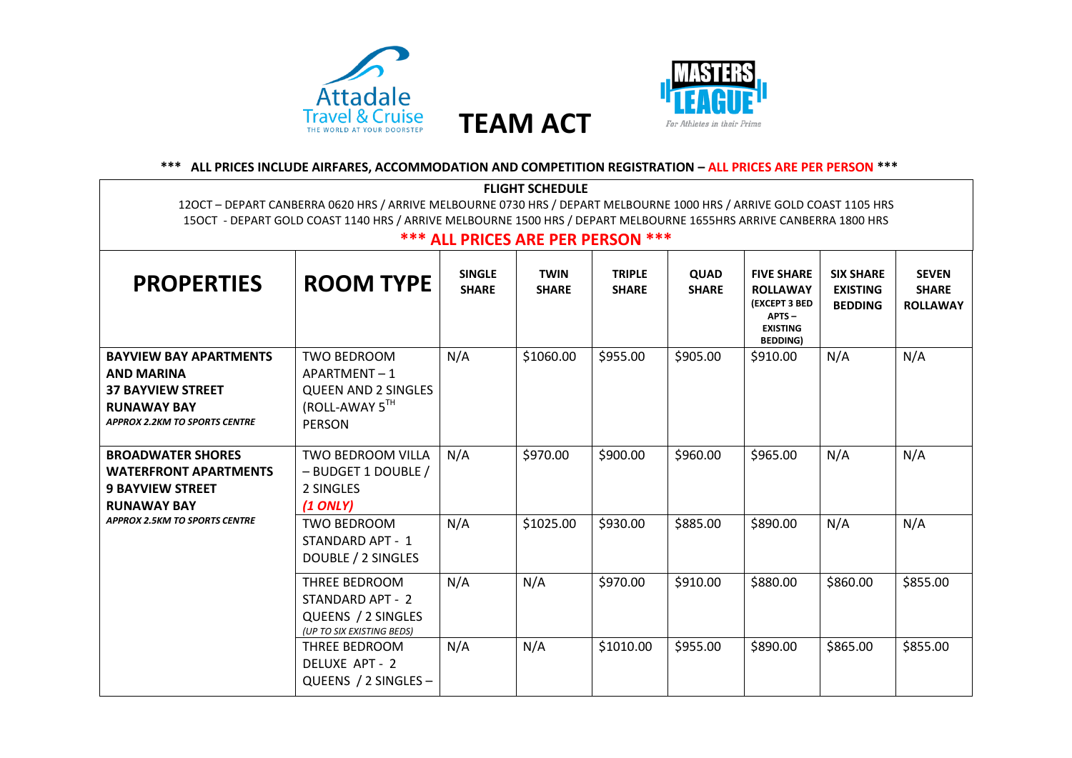# TEAM ACT

**\*\*\* ALL PRICES INCLUDE AIRFARES, ACCOMMODATION AND COMPETITION REGISTRATION – ALL PRICES ARE PER PERSON \*\*\***

**FLIGHT SCHEDULE**

12OCT – DEPART CANBERRA 0620 HRS / ARRIVE MELBOURNE 0730 HRS / DEPART MELBOURNE 1000 HRS / ARRIVE GOLD COAST 1105 HRS

15OCT - DEPART GOLD COAST 1140 HRS / ARRIVE MELBOURNE 1500 HRS / DEPART MELBOURNE 1655HRS ARRIVE CANBERRA 1800 HRS

**\*\*\* ALL PRICES ARE PER PERSON \*\*\***

| PROPERTIES | ROOM TYPE | SINGLE SHARE | TWIN SHARE | TRIPLE SHARE | QUAD SHARE | FIVE SHARE ROLLAWAY (EXCEPT 3 BED APTS – EXISTING BEDDING) | SIX SHARE EXISTING BEDDING | SEVEN SHARE ROLLAWAY |
|---|---|---|---|---|---|---|---|---|
| **BAYVIEW BAY APARTMENTS AND MARINA 37 BAYVIEW STREET RUNAWAY BAY** ***APPROX 2.2KM TO SPORTS CENTRE*** | TWO BEDROOM APARTMENT – 1 QUEEN AND 2 SINGLES (ROLL-AWAY 5TH PERSON | N/A | $1060.00 | $955.00 | $905.00 | $910.00 | N/A | N/A |
| **BROADWATER SHORES WATERFRONT APARTMENTS 9 BAYVIEW STREET RUNAWAY BAY** ***APPROX 2.5KM TO SPORTS CENTRE*** | TWO BEDROOM VILLA – BUDGET 1 DOUBLE / 2 SINGLES ***(1 ONLY)*** | N/A | $970.00 | $900.00 | $960.00 | $965.00 | N/A | N/A |
| | TWO BEDROOM STANDARD APT - 1 DOUBLE / 2 SINGLES | N/A | $1025.00 | $930.00 | $885.00 | $890.00 | N/A | N/A |
| | THREE BEDROOM STANDARD APT - 2 QUEENS / 2 SINGLES *(UP TO SIX EXISTING BEDS)* | N/A | N/A | $970.00 | $910.00 | $880.00 | $860.00 | $855.00 |
| | THREE BEDROOM DELUXE APT - 2 QUEENS / 2 SINGLES – | N/A | N/A | $1010.00 | $955.00 | $890.00 | $865.00 | $855.00 |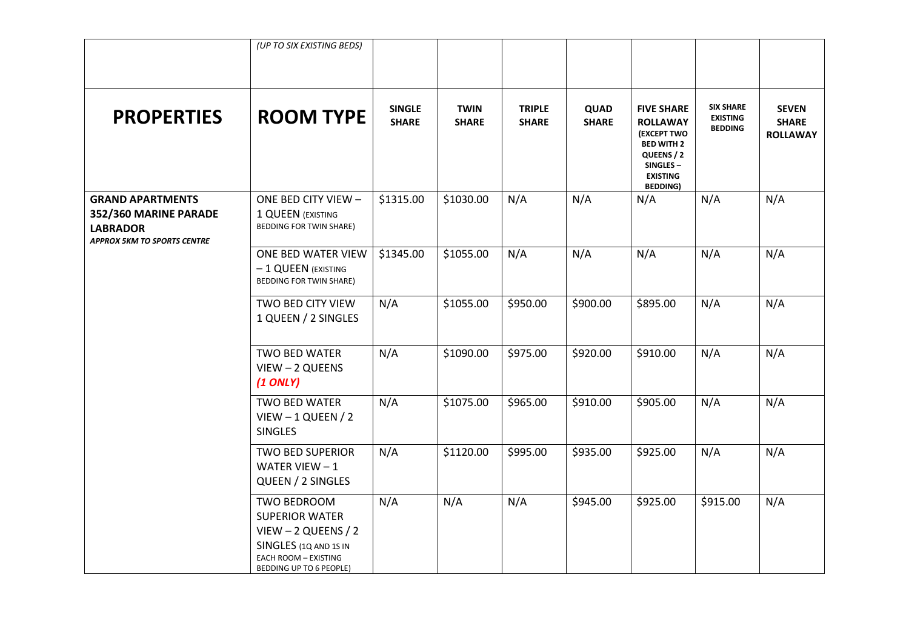| | *(UP TO SIX EXISTING BEDS)* | | | | | | | |
|---|---|---|---|---|---|---|---|---|
| **PROPERTIES** | **ROOM TYPE** | **SINGLE SHARE** | **TWIN SHARE** | **TRIPLE SHARE** | **QUAD SHARE** | **FIVE SHARE ROLLAWAY (EXCEPT TWO BED WITH 2 QUEENS / 2 SINGLES – EXISTING BEDDING)** | **SIX SHARE EXISTING BEDDING** | **SEVEN SHARE ROLLAWAY** |
| **GRAND APARTMENTS 352/360 MARINE PARADE LABRADOR** ***APPROX 5KM TO SPORTS CENTRE*** | ONE BED CITY VIEW – 1 QUEEN (EXISTING BEDDING FOR TWIN SHARE) | $1315.00 | $1030.00 | N/A | N/A | N/A | N/A | N/A |
| | ONE BED WATER VIEW – 1 QUEEN (EXISTING BEDDING FOR TWIN SHARE) | $1345.00 | $1055.00 | N/A | N/A | N/A | N/A | N/A |
| | TWO BED CITY VIEW 1 QUEEN / 2 SINGLES | N/A | $1055.00 | $950.00 | $900.00 | $895.00 | N/A | N/A |
| | TWO BED WATER VIEW – 2 QUEENS ***(1 ONLY)*** | N/A | $1090.00 | $975.00 | $920.00 | $910.00 | N/A | N/A |
| | TWO BED WATER VIEW – 1 QUEEN / 2 SINGLES | N/A | $1075.00 | $965.00 | $910.00 | $905.00 | N/A | N/A |
| | TWO BED SUPERIOR WATER VIEW – 1 QUEEN / 2 SINGLES | N/A | $1120.00 | $995.00 | $935.00 | $925.00 | N/A | N/A |
| | TWO BEDROOM SUPERIOR WATER VIEW – 2 QUEENS / 2 SINGLES (1Q AND 1S IN EACH ROOM – EXISTING BEDDING UP TO 6 PEOPLE) | N/A | N/A | N/A | $945.00 | $925.00 | $915.00 | N/A |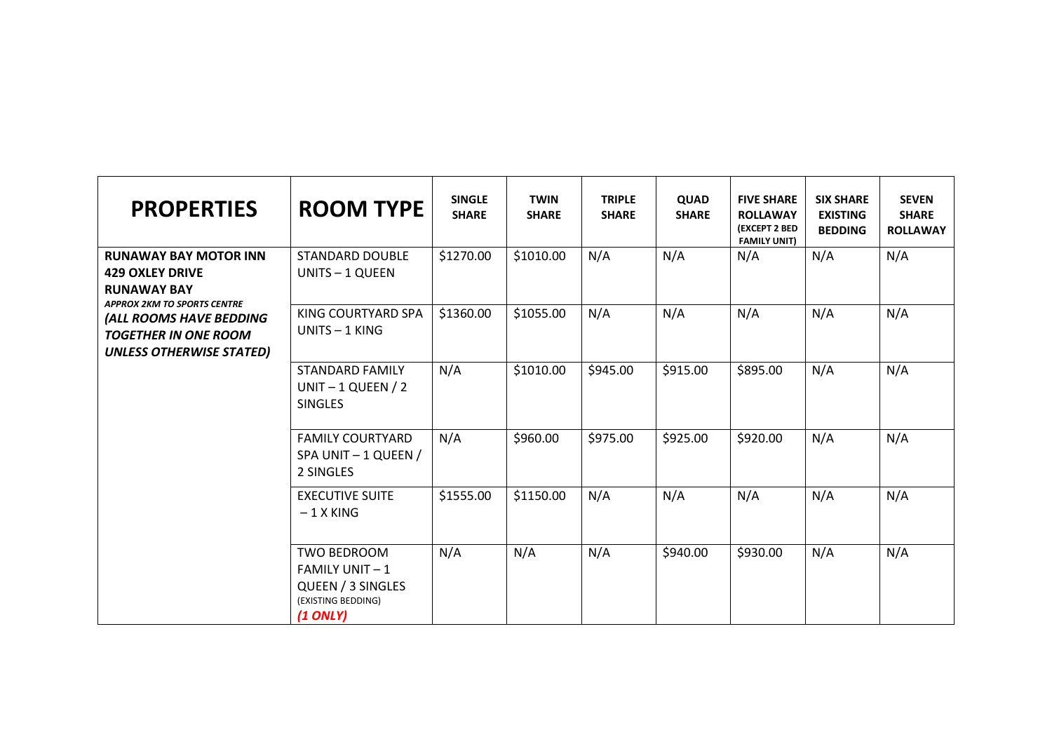| PROPERTIES | ROOM TYPE | SINGLE SHARE | TWIN SHARE | TRIPLE SHARE | QUAD SHARE | FIVE SHARE ROLLAWAY (EXCEPT 2 BED FAMILY UNIT) | SIX SHARE EXISTING BEDDING | SEVEN SHARE ROLLAWAY |
|---|---|---|---|---|---|---|---|---|
| **RUNAWAY BAY MOTOR INN**<br>**429 OXLEY DRIVE**<br>**RUNAWAY BAY**<br>***APPROX 2KM TO SPORTS CENTRE***<br>***(ALL ROOMS HAVE BEDDING TOGETHER IN ONE ROOM UNLESS OTHERWISE STATED)*** | STANDARD DOUBLE UNITS – 1 QUEEN | $1270.00 | $1010.00 | N/A | N/A | N/A | N/A | N/A |
| | KING COURTYARD SPA UNITS – 1 KING | $1360.00 | $1055.00 | N/A | N/A | N/A | N/A | N/A |
| | STANDARD FAMILY UNIT – 1 QUEEN / 2 SINGLES | N/A | $1010.00 | $945.00 | $915.00 | $895.00 | N/A | N/A |
| | FAMILY COURTYARD SPA UNIT – 1 QUEEN / 2 SINGLES | N/A | $960.00 | $975.00 | $925.00 | $920.00 | N/A | N/A |
| | EXECUTIVE SUITE – 1 X KING | $1555.00 | $1150.00 | N/A | N/A | N/A | N/A | N/A |
| | TWO BEDROOM FAMILY UNIT – 1 QUEEN / 3 SINGLES (EXISTING BEDDING) ***(1 ONLY)*** | N/A | N/A | N/A | $940.00 | $930.00 | N/A | N/A |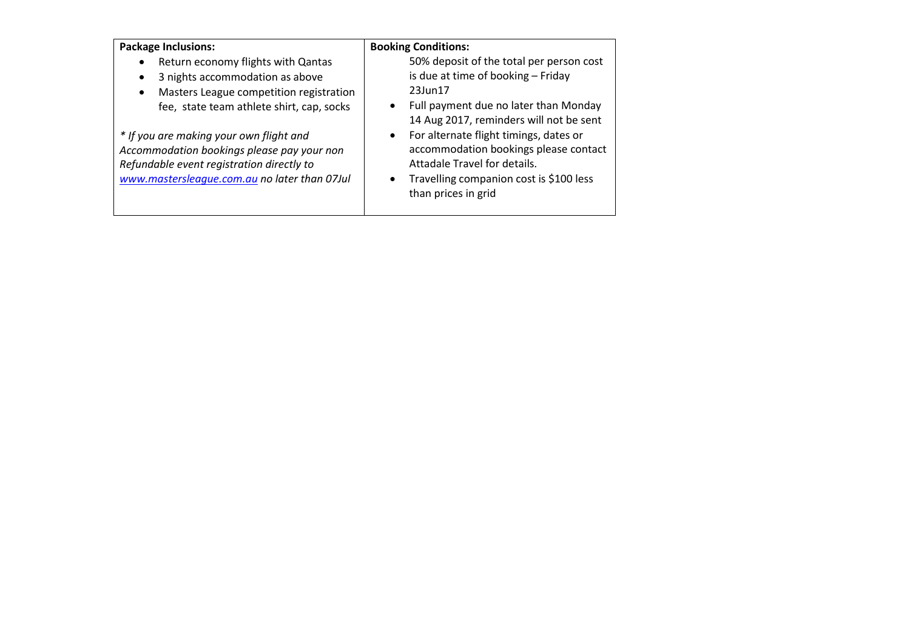| Package Inclusions: | Booking Conditions: |
|---|---|
| • Return economy flights with Qantas<br>• 3 nights accommodation as above<br>• Masters League competition registration fee, state team athlete shirt, cap, socks<br><br>*\* If you are making your own flight and Accommodation bookings please pay your non Refundable event registration directly to [www.mastersleague.com.au](http://www.mastersleague.com.au) no later than 07Jul* | 50% deposit of the total per person cost is due at time of booking – Friday 23Jun17<br>• Full payment due no later than Monday 14 Aug 2017, reminders will not be sent<br>• For alternate flight timings, dates or accommodation bookings please contact Attadale Travel for details.<br>• Travelling companion cost is $100 less than prices in grid |